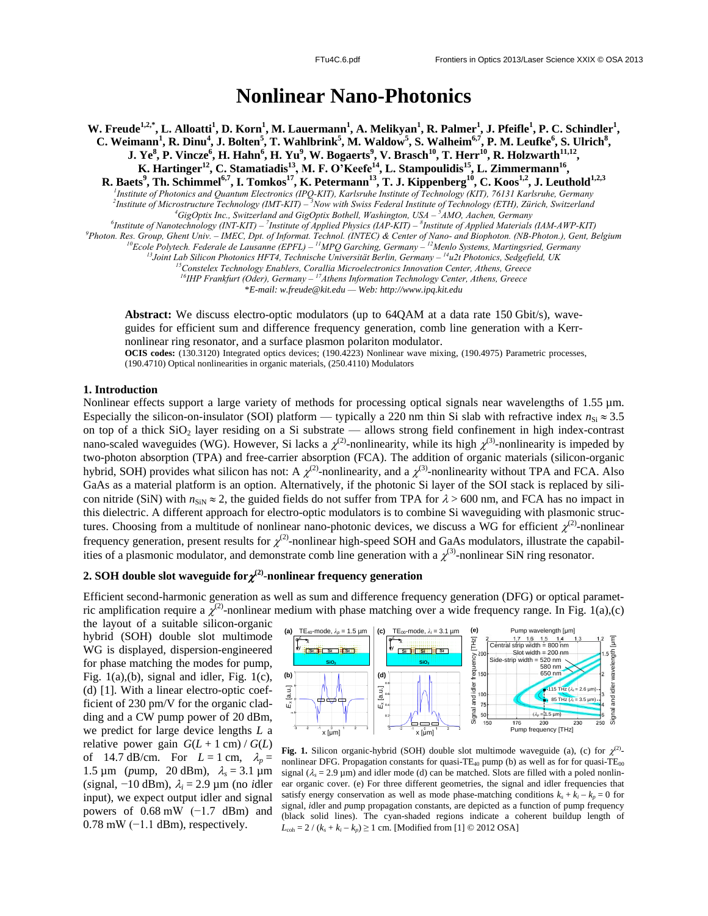# Nonlinear Nano-Photonics

**W. Freude[1,2,*], L. Alloatti[1], D. Korn[1], M. Lauermann[1], A. Melikyan[1], R. Palmer[1], J. Pfeifle[1], P. C. Schindler[1], C. Weimann[1], R. Dinu[4], J. Bolten[5], T. Wahlbrink[5], M. Waldow[5], S. Walheim[6,7], P. M. Leufke[6], S. Ulrich[8], J. Ye[8], P. Vincze[6], H. Hahn[6], H. Yu[9], W. Bogaerts[9], V. Brasch[10], T. Herr[10], R. Holzwarth[11,12], K. Hartinger[12], C. Stamatiadis[13], M. F. O'Keefe[14], L. Stampoulidis[15], L. Zimmermann[16], R. Baets[9], Th. Schimmel[6,7], I. Tomkos[17], K. Petermann[13], T. J. Kippenberg[10], C. Koos[1,2], J. Leuthold[1,2,3]**

*[1]Institute of Photonics and Quantum Electronics (IPQ-KIT), Karlsruhe Institute of Technology (KIT), 76131 Karlsruhe, Germany*
*[2]Institute of Microstructure Technology (IMT-KIT) – [3]Now with Swiss Federal Institute of Technology (ETH), Zürich, Switzerland*
*[4]GigOptix Inc., Switzerland and GigOptix Bothell, Washington, USA – [5]AMO, Aachen, Germany*
*[6]Institute of Nanotechnology (INT-KIT) – [7]Institute of Applied Physics (IAP-KIT) – [8]Institute of Applied Materials (IAM-AWP-KIT)*
*[9]Photon. Res. Group, Ghent Univ. – IMEC, Dpt. of Informat. Technol. (INTEC) & Center of Nano- and Biophoton. (NB-Photon.), Gent, Belgium*
*[10]Ecole Polytech. Federale de Lausanne (EPFL) – [11]MPQ Garching, Germany – [12]Menlo Systems, Martingsried, Germany*
*[13]Joint Lab Silicon Photonics HFT4, Technische Universität Berlin, Germany – [14]u2t Photonics, Sedgefield, UK*
*[15]Constelex Technology Enablers, Corallia Microelectronics Innovation Center, Athens, Greece*
*[16]IHP Frankfurt (Oder), Germany – [17]Athens Information Technology Center, Athens, Greece*
*\*E-mail: w.freude@kit.edu — Web: http://www.ipq.kit.edu*

**Abstract:** We discuss electro-optic modulators (up to 64QAM at a data rate 150 Gbit/s), waveguides for efficient sum and difference frequency generation, comb line generation with a Kerr-nonlinear ring resonator, and a surface plasmon polariton modulator.

**OCIS codes:** (130.3120) Integrated optics devices; (190.4223) Nonlinear wave mixing, (190.4975) Parametric processes, (190.4710) Optical nonlinearities in organic materials, (250.4110) Modulators

## 1. Introduction

Nonlinear effects support a large variety of methods for processing optical signals near wavelengths of 1.55 µm. Especially the silicon-on-insulator (SOI) platform — typically a 220 nm thin Si slab with refractive index $n_{\mathrm{Si}} \approx 3.5$ on top of a thick $SiO_2$ layer residing on a Si substrate — allows strong field confinement in high index-contrast nano-scaled waveguides (WG). However, Si lacks a $\chi^{(2)}$-nonlinearity, while its high $\chi^{(3)}$-nonlinearity is impeded by two-photon absorption (TPA) and free-carrier absorption (FCA). The addition of organic materials (silicon-organic hybrid, SOH) provides what silicon has not: A $\chi^{(2)}$-nonlinearity, and a $\chi^{(3)}$-nonlinearity without TPA and FCA. Also GaAs as a material platform is an option. Alternatively, if the photonic Si layer of the SOI stack is replaced by silicon nitride (SiN) with $n_{\mathrm{SiN}} \approx 2$, the guided fields do not suffer from TPA for $\lambda > 600$ nm, and FCA has no impact in this dielectric. A different approach for electro-optic modulators is to combine Si waveguiding with plasmonic structures. Choosing from a multitude of nonlinear nano-photonic devices, we discuss a WG for efficient $\chi^{(2)}$-nonlinear frequency generation, present results for $\chi^{(2)}$-nonlinear high-speed SOH and GaAs modulators, illustrate the capabilities of a plasmonic modulator, and demonstrate comb line generation with a $\chi^{(3)}$-nonlinear SiN ring resonator.

## 2. SOH double slot waveguide for $\chi^{(2)}$-nonlinear frequency generation

Efficient second-harmonic generation as well as sum and difference frequency generation (DFG) or optical parametric amplification require a $\chi^{(2)}$-nonlinear medium with phase matching over a wide frequency range. In Fig. 1(a),(c) the layout of a suitable silicon-organic hybrid (SOH) double slot multimode WG is displayed, dispersion-engineered for phase matching the modes for pump, Fig. 1(a),(b), signal and idler, Fig. 1(c),(d) [1]. With a linear electro-optic coefficient of 230 pm/V for the organic cladding and a CW pump power of 20 dBm, we predict for large device lengths $L$ a relative power gain $G(L + 1\ \mathrm{cm}) / G(L)$ of 14.7 dB/cm. For $L = 1$ cm, $\lambda_p$ = 1.5 µm (*p*ump, 20 dBm), $\lambda_s$ = 3.1 µm (*s*ignal, −10 dBm), $\lambda_i$ = 2.9 µm (no *i*dler input), we expect output idler and signal powers of 0.68 mW (−1.7 dBm) and 0.78 mW (−1.1 dBm), respectively.

**Fig. 1.** Silicon organic-hybrid (SOH) double slot multimode waveguide (a), (c) for $\chi^{(2)}$-nonlinear DFG. Propagation constants for quasi-TE$_{40}$ pump (b) as well as for for quasi-TE$_{00}$ signal ($\lambda_s$ = 2.9 µm) and idler mode (d) can be matched. Slots are filled with a poled nonlinear organic cover. (e) For three different geometries, the signal and idler frequencies that satisfy energy conservation as well as mode phase-matching conditions $k_s + k_i - k_p = 0$ for signal, idler and pump propagation constants, are depicted as a function of pump frequency (black solid lines). The cyan-shaded regions indicate a coherent buildup length of $L_{\mathrm{coh}} = 2 / (k_s + k_i - k_p) \geq 1$ cm. [Modified from [1] © 2012 OSA]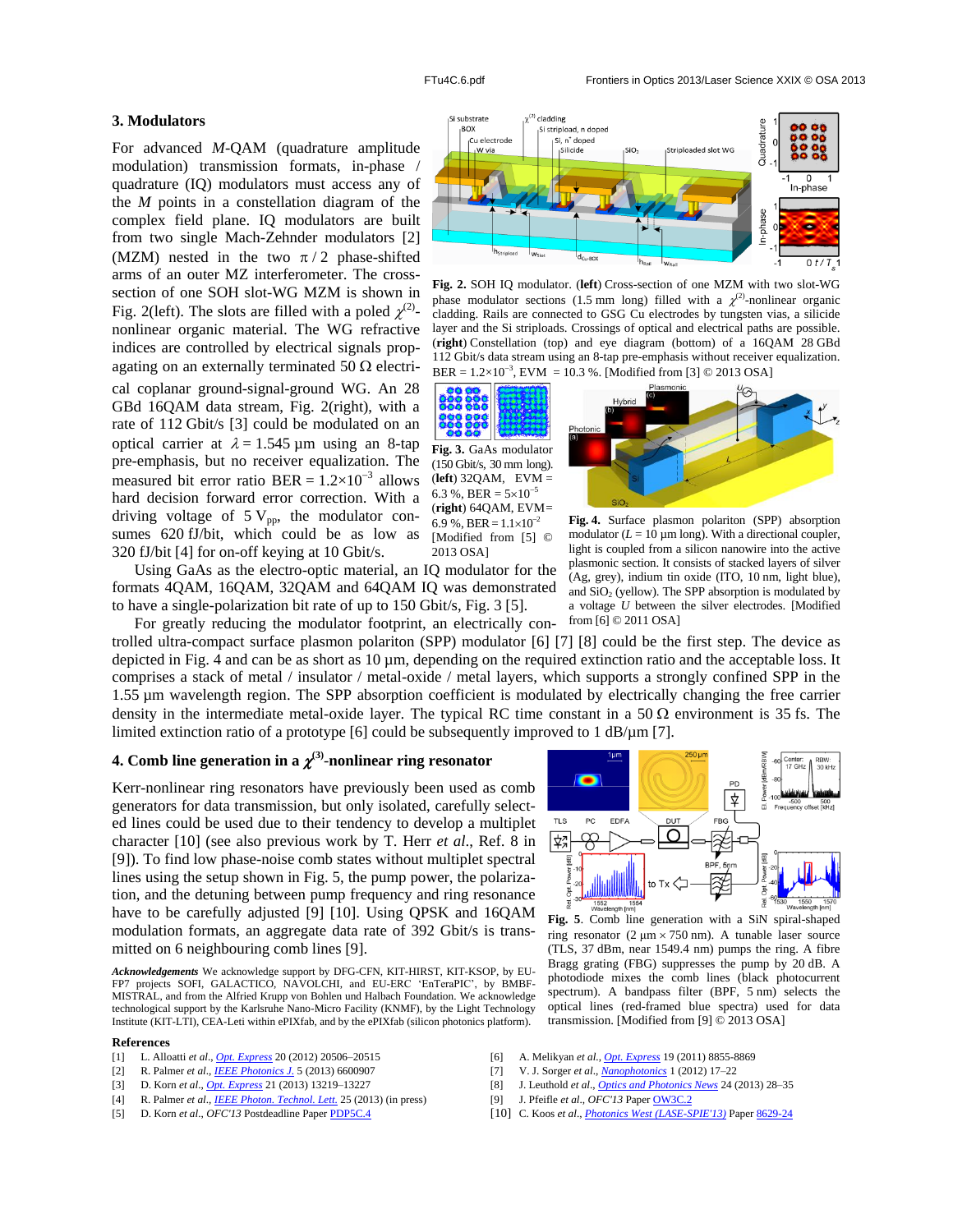## 3. Modulators

For advanced $M$-QAM (quadrature amplitude modulation) transmission formats, in-phase / quadrature (IQ) modulators must access any of the $M$ points in a constellation diagram of the complex field plane. IQ modulators are built from two single Mach-Zehnder modulators [2] (MZM) nested in the two $\pi/2$ phase-shifted arms of an outer MZ interferometer. The cross-section of one SOH slot-WG MZM is shown in Fig. 2(left). The slots are filled with a poled $\chi^{(2)}$-nonlinear organic material. The WG refractive indices are controlled by electrical signals propagating on an externally terminated 50 Ω electrical coplanar ground-signal-ground WG. An 28 GBd 16QAM data stream, Fig. 2(right), with a rate of 112 Gbit/s [3] could be modulated on an optical carrier at $\lambda = 1.545$ µm using an 8-tap pre-emphasis, but no receiver equalization. The measured bit error ratio BER = $1.2\times10^{-3}$ allows hard decision forward error correction. With a driving voltage of 5 $V_{pp}$, the modulator consumes 620 fJ/bit, which could be as low as 320 fJ/bit [4] for on-off keying at 10 Gbit/s.

**Fig. 2.** SOH IQ modulator. (**left**) Cross-section of one MZM with two slot-WG phase modulator sections (1.5 mm long) filled with a $\chi^{(2)}$-nonlinear organic cladding. Rails are connected to GSG Cu electrodes by tungsten vias, a silicide layer and the Si striploads. Crossings of optical and electrical paths are possible. (**right**) Constellation (top) and eye diagram (bottom) of a 16QAM 28 GBd 112 Gbit/s data stream using an 8-tap pre-emphasis without receiver equalization. BER = $1.2\times10^{-3}$, EVM = 10.3 %. [Modified from [3] © 2013 OSA]

Using GaAs as the electro-optic material, an IQ modulator for the formats 4QAM, 16QAM, 32QAM and 64QAM IQ was demonstrated to have a single-polarization bit rate of up to 150 Gbit/s, Fig. 3 [5].

**Fig. 3.** GaAs modulator (150 Gbit/s, 30 mm long). (**left**) 32QAM, EVM = 6.3 %, BER = $5\times10^{-5}$ (**right**) 64QAM, EVM= 6.9 %, BER = $1.1\times10^{-2}$ [Modified from [5] © 2013 OSA]

**Fig. 4.** Surface plasmon polariton (SPP) absorption modulator ($L$ = 10 µm long). With a directional coupler, light is coupled from a silicon nanowire into the active plasmonic section. It consists of stacked layers of silver (Ag, grey), indium tin oxide (ITO, 10 nm, light blue), and $SiO_2$ (yellow). The SPP absorption is modulated by a voltage $U$ between the silver electrodes. [Modified from [6] © 2011 OSA]

For greatly reducing the modulator footprint, an electrically controlled ultra-compact surface plasmon polariton (SPP) modulator [6] [7] [8] could be the first step. The device as depicted in Fig. 4 and can be as short as 10 µm, depending on the required extinction ratio and the acceptable loss. It comprises a stack of metal / insulator / metal-oxide / metal layers, which supports a strongly confined SPP in the 1.55 µm wavelength region. The SPP absorption coefficient is modulated by electrically changing the free carrier density in the intermediate metal-oxide layer. The typical RC time constant in a 50 Ω environment is 35 fs. The limited extinction ratio of a prototype [6] could be subsequently improved to 1 dB/µm [7].

## 4. Comb line generation in a $\chi^{(3)}$-nonlinear ring resonator

Kerr-nonlinear ring resonators have previously been used as comb generators for data transmission, but only isolated, carefully selected lines could be used due to their tendency to develop a multiplet character [10] (see also previous work by T. Herr *et al.*, Ref. 8 in [9]). To find low phase-noise comb states without multiplet spectral lines using the setup shown in Fig. 5, the pump power, the polarization, and the detuning between pump frequency and ring resonance have to be carefully adjusted [9] [10]. Using QPSK and 16QAM modulation formats, an aggregate data rate of 392 Gbit/s is transmitted on 6 neighbouring comb lines [9].

**Fig. 5**. Comb line generation with a SiN spiral-shaped ring resonator (2 µm × 750 nm). A tunable laser source (TLS, 37 dBm, near 1549.4 nm) pumps the ring. A fibre Bragg grating (FBG) suppresses the pump by 20 dB. A photodiode mixes the comb lines (black photocurrent spectrum). A bandpass filter (BPF, 5 nm) selects the optical lines (red-framed blue spectra) used for data transmission. [Modified from [9] © 2013 OSA]

***Acknowledgements*** We acknowledge support by DFG-CFN, KIT-HIRST, KIT-KSOP, by EU-FP7 projects SOFI, GALACTICO, NAVOLCHI, and EU-ERC 'EnTeraPIC', by BMBF-MISTRAL, and from the Alfried Krupp von Bohlen und Halbach Foundation. We acknowledge technological support by the Karlsruhe Nano-Micro Facility (KNMF), by the Light Technology Institute (KIT-LTI), CEA-Leti within ePIXfab, and by the ePIXfab (silicon photonics platform).

## References

[1] L. Alloatti *et al.*, *Opt. Express* 20 (2012) 20506–20515
[2] R. Palmer *et al.*, *IEEE Photonics J.* 5 (2013) 6600907
[3] D. Korn *et al.*, *Opt. Express* 21 (2013) 13219–13227
[4] R. Palmer *et al.*, *IEEE Photon. Technol. Lett.* 25 (2013) (in press)
[5] D. Korn *et al.*, *OFC'13* Postdeadline Paper PDP5C.4
[6] A. Melikyan *et al.*, *Opt. Express* 19 (2011) 8855-8869
[7] V. J. Sorger *et al.*, *Nanophotonics* 1 (2012) 17–22
[8] J. Leuthold *et al.*, *Optics and Photonics News* 24 (2013) 28–35
[9] J. Pfeifle *et al.*, *OFC'13* Paper OW3C.2
[10] C. Koos *et al.*, *Photonics West (LASE-SPIE'13)* Paper 8629-24